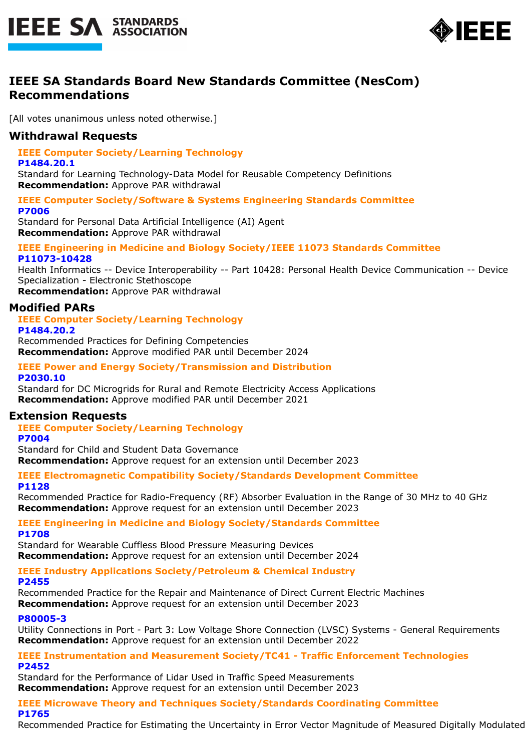# IEEE SA Standards Board New Standards Committee (NesCom) Recommendations

[All votes unanimous unless noted otherwise.]

## Withdrawal Requests

### IEEE Computer Society/Learning Technology

**P1484.20.1**

Standard for Learning Technology-Data Model for Reusable Competency Definitions

**Recommendation:** Approve PAR withdrawal

### IEEE Computer Society/Software & Systems Engineering Standards Committee

**P7006**

Standard for Personal Data Artificial Intelligence (AI) Agent

**Recommendation:** Approve PAR withdrawal

### IEEE Engineering in Medicine and Biology Society/IEEE 11073 Standards Committee

**P11073-10428**

Health Informatics -- Device Interoperability -- Part 10428: Personal Health Device Communication -- Device Specialization - Electronic Stethoscope

**Recommendation:** Approve PAR withdrawal

## Modified PARs

### IEEE Computer Society/Learning Technology

**P1484.20.2**

Recommended Practices for Defining Competencies

**Recommendation:** Approve modified PAR until December 2024

### IEEE Power and Energy Society/Transmission and Distribution

**P2030.10**

Standard for DC Microgrids for Rural and Remote Electricity Access Applications

**Recommendation:** Approve modified PAR until December 2021

## Extension Requests

### IEEE Computer Society/Learning Technology

**P7004**

Standard for Child and Student Data Governance

**Recommendation:** Approve request for an extension until December 2023

### IEEE Electromagnetic Compatibility Society/Standards Development Committee

**P1128**

Recommended Practice for Radio-Frequency (RF) Absorber Evaluation in the Range of 30 MHz to 40 GHz

**Recommendation:** Approve request for an extension until December 2023

### IEEE Engineering in Medicine and Biology Society/Standards Committee

**P1708**

Standard for Wearable Cuffless Blood Pressure Measuring Devices

**Recommendation:** Approve request for an extension until December 2024

### IEEE Industry Applications Society/Petroleum & Chemical Industry

**P2455**

Recommended Practice for the Repair and Maintenance of Direct Current Electric Machines

**Recommendation:** Approve request for an extension until December 2023

**P80005-3**

Utility Connections in Port - Part 3: Low Voltage Shore Connection (LVSC) Systems - General Requirements

**Recommendation:** Approve request for an extension until December 2022

### IEEE Instrumentation and Measurement Society/TC41 - Traffic Enforcement Technologies

**P2452**

Standard for the Performance of Lidar Used in Traffic Speed Measurements

**Recommendation:** Approve request for an extension until December 2023

### IEEE Microwave Theory and Techniques Society/Standards Coordinating Committee

**P1765**

Recommended Practice for Estimating the Uncertainty in Error Vector Magnitude of Measured Digitally Modulated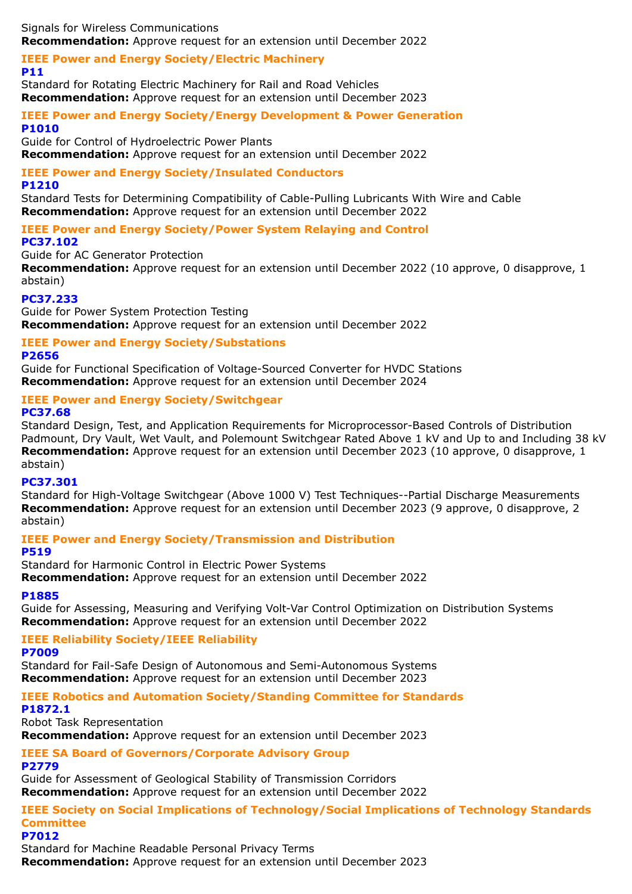Signals for Wireless Communications
**Recommendation:** Approve request for an extension until December 2022

### IEEE Power and Energy Society/Electric Machinery

**P11**

Standard for Rotating Electric Machinery for Rail and Road Vehicles
**Recommendation:** Approve request for an extension until December 2023

### IEEE Power and Energy Society/Energy Development & Power Generation

**P1010**

Guide for Control of Hydroelectric Power Plants
**Recommendation:** Approve request for an extension until December 2022

### IEEE Power and Energy Society/Insulated Conductors

**P1210**

Standard Tests for Determining Compatibility of Cable-Pulling Lubricants With Wire and Cable
**Recommendation:** Approve request for an extension until December 2022

### IEEE Power and Energy Society/Power System Relaying and Control

**PC37.102**

Guide for AC Generator Protection
**Recommendation:** Approve request for an extension until December 2022 (10 approve, 0 disapprove, 1 abstain)

**PC37.233**

Guide for Power System Protection Testing
**Recommendation:** Approve request for an extension until December 2022

### IEEE Power and Energy Society/Substations

**P2656**

Guide for Functional Specification of Voltage-Sourced Converter for HVDC Stations
**Recommendation:** Approve request for an extension until December 2024

### IEEE Power and Energy Society/Switchgear

**PC37.68**

Standard Design, Test, and Application Requirements for Microprocessor-Based Controls of Distribution Padmount, Dry Vault, Wet Vault, and Polemount Switchgear Rated Above 1 kV and Up to and Including 38 kV
**Recommendation:** Approve request for an extension until December 2023 (10 approve, 0 disapprove, 1 abstain)

**PC37.301**

Standard for High-Voltage Switchgear (Above 1000 V) Test Techniques--Partial Discharge Measurements
**Recommendation:** Approve request for an extension until December 2023 (9 approve, 0 disapprove, 2 abstain)

### IEEE Power and Energy Society/Transmission and Distribution

**P519**

Standard for Harmonic Control in Electric Power Systems
**Recommendation:** Approve request for an extension until December 2022

**P1885**

Guide for Assessing, Measuring and Verifying Volt-Var Control Optimization on Distribution Systems
**Recommendation:** Approve request for an extension until December 2022

### IEEE Reliability Society/IEEE Reliability

**P7009**

Standard for Fail-Safe Design of Autonomous and Semi-Autonomous Systems
**Recommendation:** Approve request for an extension until December 2023

### IEEE Robotics and Automation Society/Standing Committee for Standards

**P1872.1**

Robot Task Representation
**Recommendation:** Approve request for an extension until December 2023

### IEEE SA Board of Governors/Corporate Advisory Group

**P2779**

Guide for Assessment of Geological Stability of Transmission Corridors
**Recommendation:** Approve request for an extension until December 2022

### IEEE Society on Social Implications of Technology/Social Implications of Technology Standards Committee

**P7012**

Standard for Machine Readable Personal Privacy Terms
**Recommendation:** Approve request for an extension until December 2023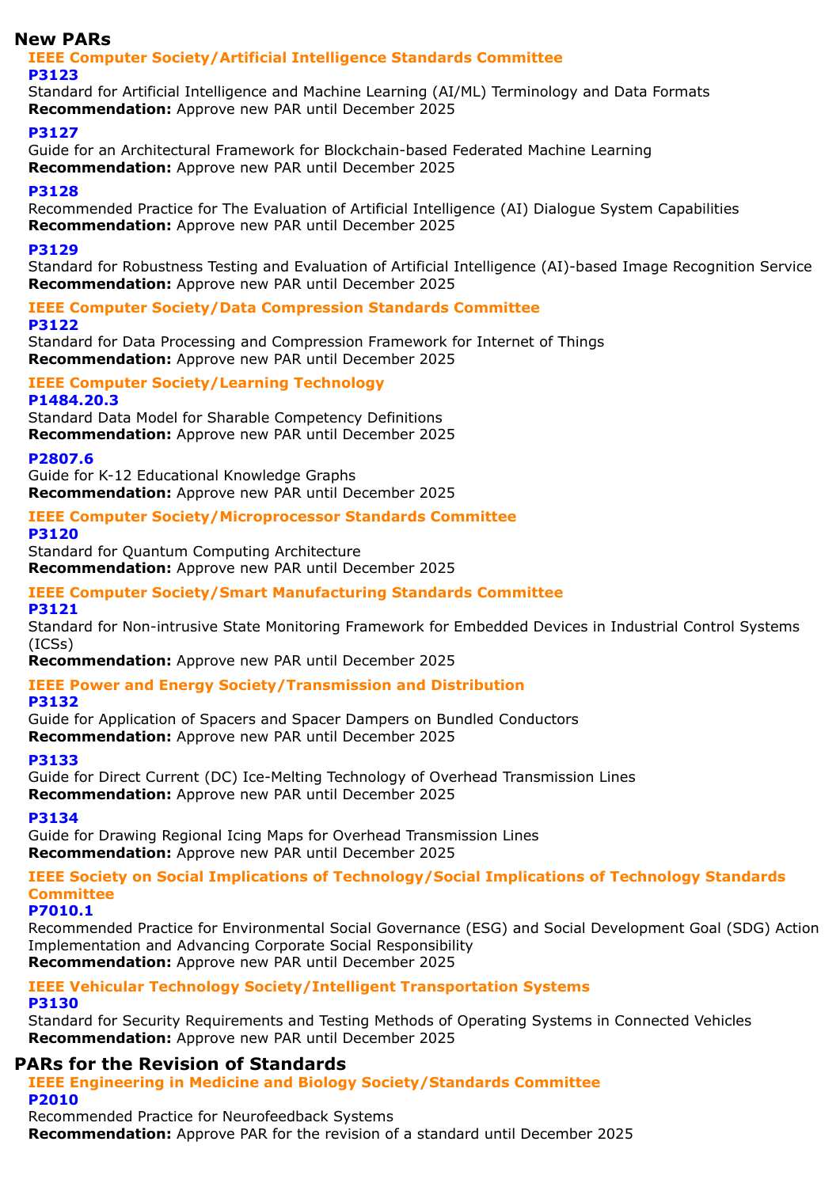## New PARs

### IEEE Computer Society/Artificial Intelligence Standards Committee

#### P3123

Standard for Artificial Intelligence and Machine Learning (AI/ML) Terminology and Data Formats
**Recommendation:** Approve new PAR until December 2025

#### P3127

Guide for an Architectural Framework for Blockchain-based Federated Machine Learning
**Recommendation:** Approve new PAR until December 2025

#### P3128

Recommended Practice for The Evaluation of Artificial Intelligence (AI) Dialogue System Capabilities
**Recommendation:** Approve new PAR until December 2025

#### P3129

Standard for Robustness Testing and Evaluation of Artificial Intelligence (AI)-based Image Recognition Service
**Recommendation:** Approve new PAR until December 2025

### IEEE Computer Society/Data Compression Standards Committee

#### P3122

Standard for Data Processing and Compression Framework for Internet of Things
**Recommendation:** Approve new PAR until December 2025

### IEEE Computer Society/Learning Technology

#### P1484.20.3

Standard Data Model for Sharable Competency Definitions
**Recommendation:** Approve new PAR until December 2025

#### P2807.6

Guide for K-12 Educational Knowledge Graphs
**Recommendation:** Approve new PAR until December 2025

### IEEE Computer Society/Microprocessor Standards Committee

#### P3120

Standard for Quantum Computing Architecture
**Recommendation:** Approve new PAR until December 2025

### IEEE Computer Society/Smart Manufacturing Standards Committee

#### P3121

Standard for Non-intrusive State Monitoring Framework for Embedded Devices in Industrial Control Systems (ICSs)
**Recommendation:** Approve new PAR until December 2025

### IEEE Power and Energy Society/Transmission and Distribution

#### P3132

Guide for Application of Spacers and Spacer Dampers on Bundled Conductors
**Recommendation:** Approve new PAR until December 2025

#### P3133

Guide for Direct Current (DC) Ice-Melting Technology of Overhead Transmission Lines
**Recommendation:** Approve new PAR until December 2025

#### P3134

Guide for Drawing Regional Icing Maps for Overhead Transmission Lines
**Recommendation:** Approve new PAR until December 2025

### IEEE Society on Social Implications of Technology/Social Implications of Technology Standards Committee

#### P7010.1

Recommended Practice for Environmental Social Governance (ESG) and Social Development Goal (SDG) Action Implementation and Advancing Corporate Social Responsibility
**Recommendation:** Approve new PAR until December 2025

### IEEE Vehicular Technology Society/Intelligent Transportation Systems

#### P3130

Standard for Security Requirements and Testing Methods of Operating Systems in Connected Vehicles
**Recommendation:** Approve new PAR until December 2025

## PARs for the Revision of Standards

### IEEE Engineering in Medicine and Biology Society/Standards Committee

#### P2010

Recommended Practice for Neurofeedback Systems
**Recommendation:** Approve PAR for the revision of a standard until December 2025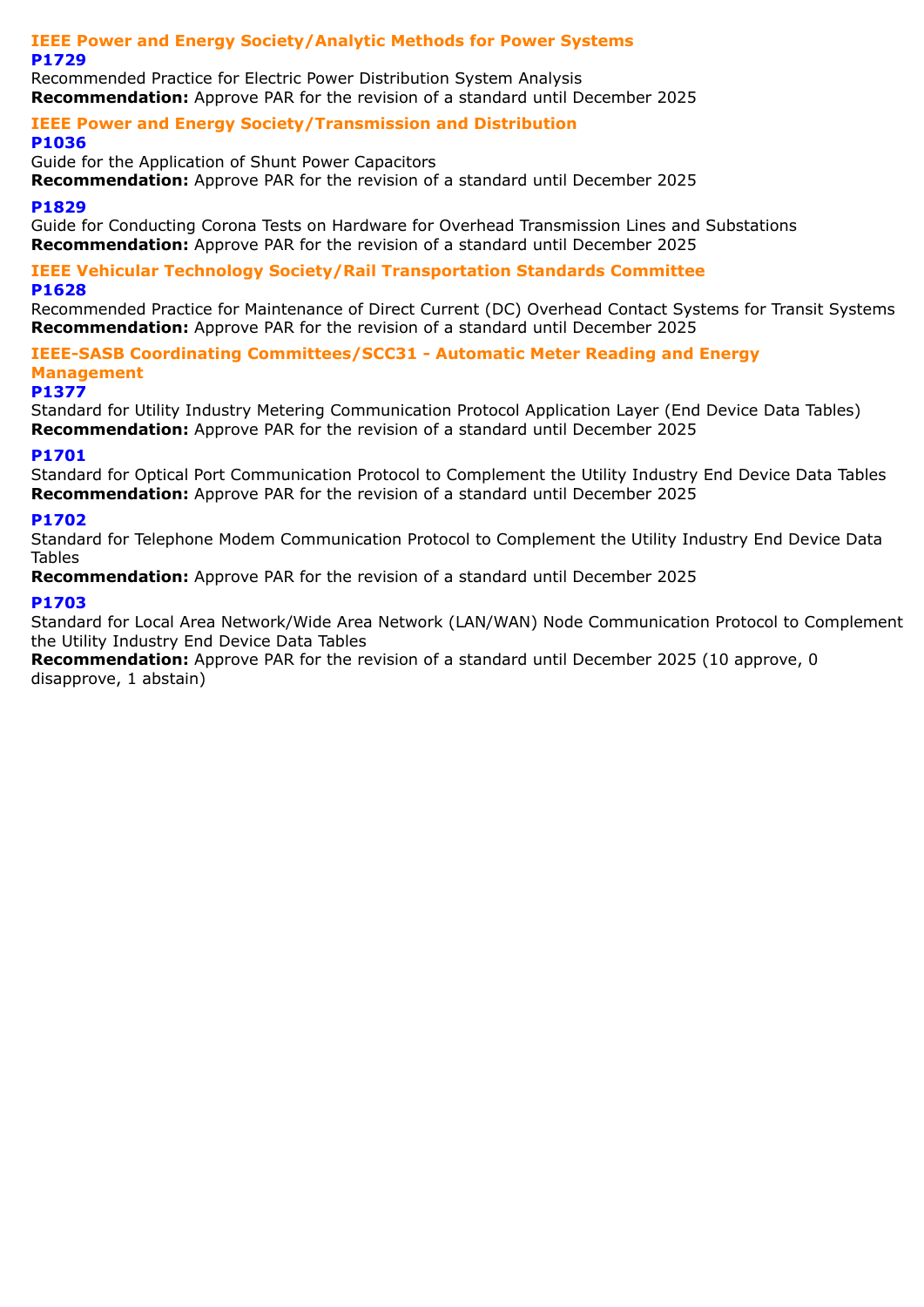### IEEE Power and Energy Society/Analytic Methods for Power Systems

**P1729**

Recommended Practice for Electric Power Distribution System Analysis

**Recommendation:** Approve PAR for the revision of a standard until December 2025

### IEEE Power and Energy Society/Transmission and Distribution

**P1036**

Guide for the Application of Shunt Power Capacitors

**Recommendation:** Approve PAR for the revision of a standard until December 2025

**P1829**

Guide for Conducting Corona Tests on Hardware for Overhead Transmission Lines and Substations

**Recommendation:** Approve PAR for the revision of a standard until December 2025

### IEEE Vehicular Technology Society/Rail Transportation Standards Committee

**P1628**

Recommended Practice for Maintenance of Direct Current (DC) Overhead Contact Systems for Transit Systems

**Recommendation:** Approve PAR for the revision of a standard until December 2025

### IEEE-SASB Coordinating Committees/SCC31 - Automatic Meter Reading and Energy Management

**P1377**

Standard for Utility Industry Metering Communication Protocol Application Layer (End Device Data Tables)

**Recommendation:** Approve PAR for the revision of a standard until December 2025

**P1701**

Standard for Optical Port Communication Protocol to Complement the Utility Industry End Device Data Tables

**Recommendation:** Approve PAR for the revision of a standard until December 2025

**P1702**

Standard for Telephone Modem Communication Protocol to Complement the Utility Industry End Device Data Tables

**Recommendation:** Approve PAR for the revision of a standard until December 2025

**P1703**

Standard for Local Area Network/Wide Area Network (LAN/WAN) Node Communication Protocol to Complement the Utility Industry End Device Data Tables

**Recommendation:** Approve PAR for the revision of a standard until December 2025 (10 approve, 0 disapprove, 1 abstain)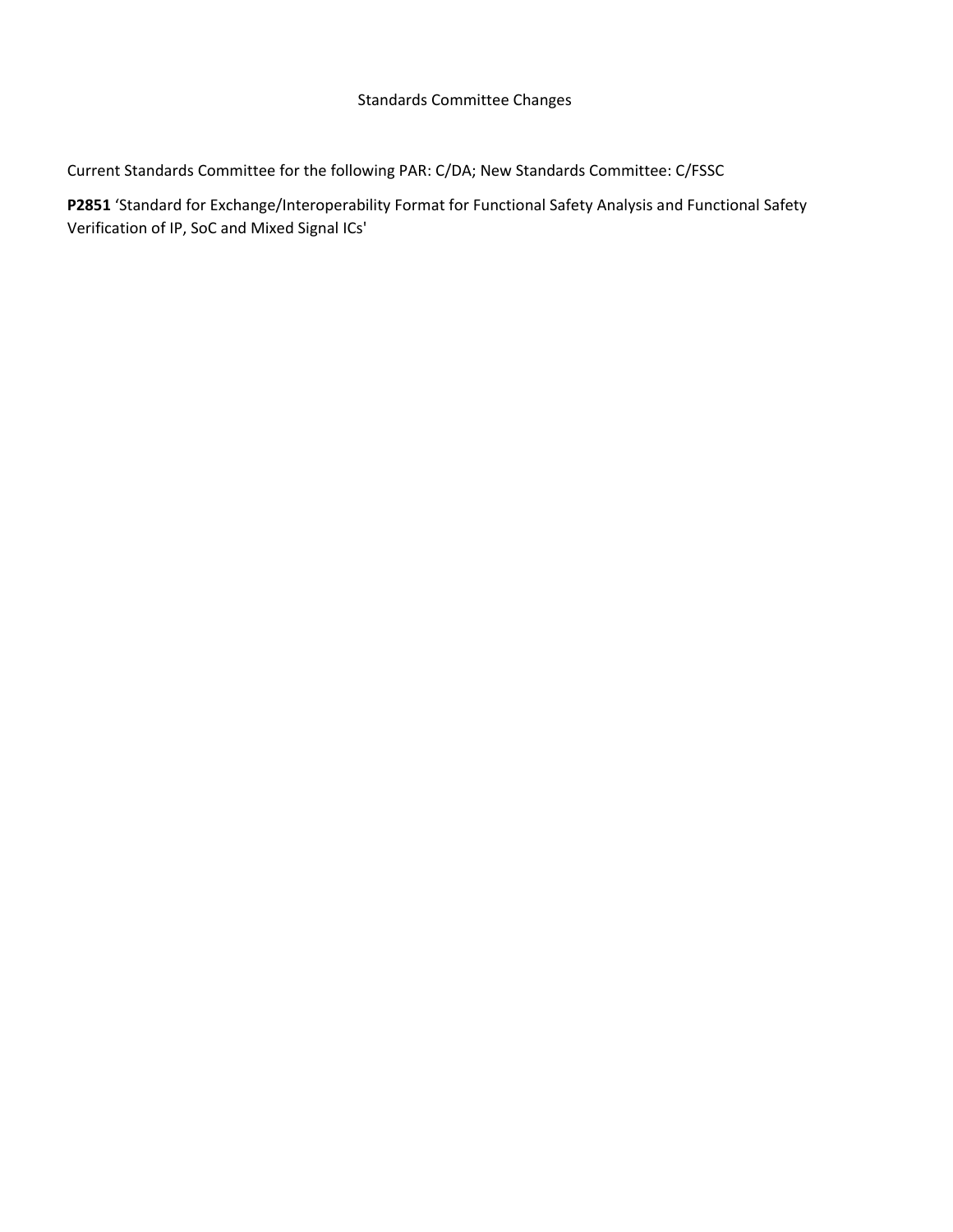# Standards Committee Changes

Current Standards Committee for the following PAR: C/DA; New Standards Committee: C/FSSC

**P2851** ‘Standard for Exchange/Interoperability Format for Functional Safety Analysis and Functional Safety Verification of IP, SoC and Mixed Signal ICs'